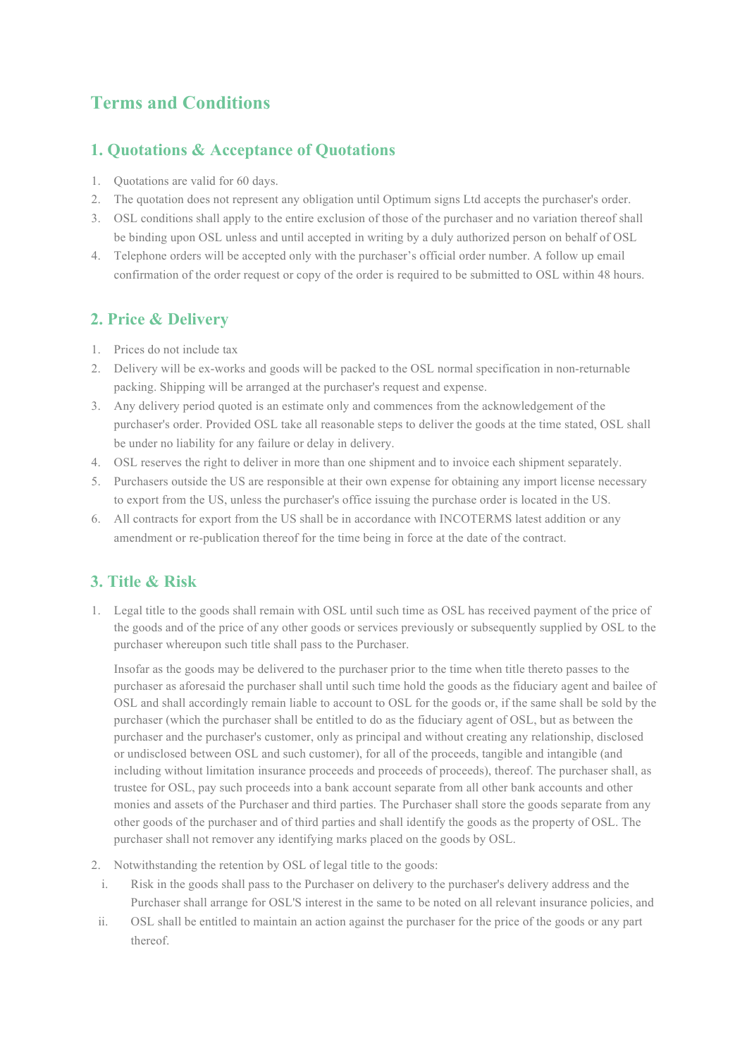# Terms and Conditions

## 1. Quotations & Acceptance of Quotations

1. Quotations are valid for 60 days.
2. The quotation does not represent any obligation until Optimum signs Ltd accepts the purchaser's order.
3. OSL conditions shall apply to the entire exclusion of those of the purchaser and no variation thereof shall be binding upon OSL unless and until accepted in writing by a duly authorized person on behalf of OSL
4. Telephone orders will be accepted only with the purchaser's official order number. A follow up email confirmation of the order request or copy of the order is required to be submitted to OSL within 48 hours.

## 2. Price & Delivery

1. Prices do not include tax
2. Delivery will be ex-works and goods will be packed to the OSL normal specification in non-returnable packing. Shipping will be arranged at the purchaser's request and expense.
3. Any delivery period quoted is an estimate only and commences from the acknowledgement of the purchaser's order. Provided OSL take all reasonable steps to deliver the goods at the time stated, OSL shall be under no liability for any failure or delay in delivery.
4. OSL reserves the right to deliver in more than one shipment and to invoice each shipment separately.
5. Purchasers outside the US are responsible at their own expense for obtaining any import license necessary to export from the US, unless the purchaser's office issuing the purchase order is located in the US.
6. All contracts for export from the US shall be in accordance with INCOTERMS latest addition or any amendment or re-publication thereof for the time being in force at the date of the contract.

## 3. Title & Risk

1. Legal title to the goods shall remain with OSL until such time as OSL has received payment of the price of the goods and of the price of any other goods or services previously or subsequently supplied by OSL to the purchaser whereupon such title shall pass to the Purchaser.

   Insofar as the goods may be delivered to the purchaser prior to the time when title thereto passes to the purchaser as aforesaid the purchaser shall until such time hold the goods as the fiduciary agent and bailee of OSL and shall accordingly remain liable to account to OSL for the goods or, if the same shall be sold by the purchaser (which the purchaser shall be entitled to do as the fiduciary agent of OSL, but as between the purchaser and the purchaser's customer, only as principal and without creating any relationship, disclosed or undisclosed between OSL and such customer), for all of the proceeds, tangible and intangible (and including without limitation insurance proceeds and proceeds of proceeds), thereof. The purchaser shall, as trustee for OSL, pay such proceeds into a bank account separate from all other bank accounts and other monies and assets of the Purchaser and third parties. The Purchaser shall store the goods separate from any other goods of the purchaser and of third parties and shall identify the goods as the property of OSL. The purchaser shall not remover any identifying marks placed on the goods by OSL.

2. Notwithstanding the retention by OSL of legal title to the goods:
   i. Risk in the goods shall pass to the Purchaser on delivery to the purchaser's delivery address and the Purchaser shall arrange for OSL'S interest in the same to be noted on all relevant insurance policies, and
   ii. OSL shall be entitled to maintain an action against the purchaser for the price of the goods or any part thereof.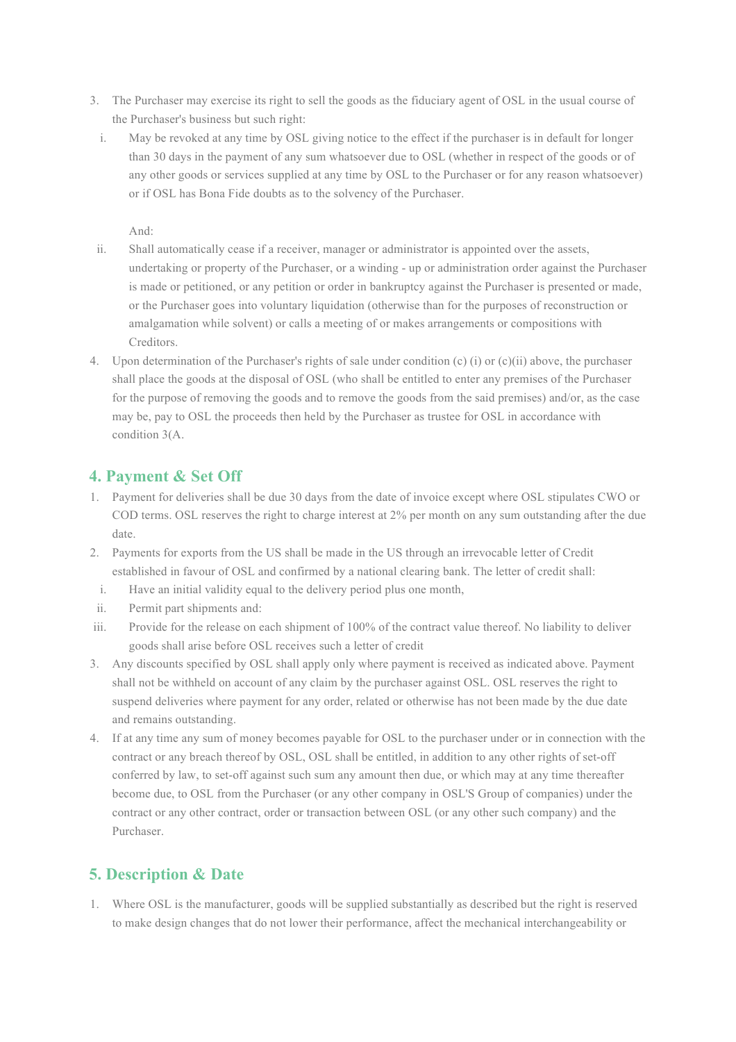3. The Purchaser may exercise its right to sell the goods as the fiduciary agent of OSL in the usual course of the Purchaser's business but such right:
   i. May be revoked at any time by OSL giving notice to the effect if the purchaser is in default for longer than 30 days in the payment of any sum whatsoever due to OSL (whether in respect of the goods or of any other goods or services supplied at any time by OSL to the Purchaser or for any reason whatsoever) or if OSL has Bona Fide doubts as to the solvency of the Purchaser.

      And:
   ii. Shall automatically cease if a receiver, manager or administrator is appointed over the assets, undertaking or property of the Purchaser, or a winding - up or administration order against the Purchaser is made or petitioned, or any petition or order in bankruptcy against the Purchaser is presented or made, or the Purchaser goes into voluntary liquidation (otherwise than for the purposes of reconstruction or amalgamation while solvent) or calls a meeting of or makes arrangements or compositions with Creditors.
4. Upon determination of the Purchaser's rights of sale under condition (c) (i) or (c)(ii) above, the purchaser shall place the goods at the disposal of OSL (who shall be entitled to enter any premises of the Purchaser for the purpose of removing the goods and to remove the goods from the said premises) and/or, as the case may be, pay to OSL the proceeds then held by the Purchaser as trustee for OSL in accordance with condition 3(A.

## 4. Payment & Set Off

1. Payment for deliveries shall be due 30 days from the date of invoice except where OSL stipulates CWO or COD terms. OSL reserves the right to charge interest at 2% per month on any sum outstanding after the due date.
2. Payments for exports from the US shall be made in the US through an irrevocable letter of Credit established in favour of OSL and confirmed by a national clearing bank. The letter of credit shall:
   i. Have an initial validity equal to the delivery period plus one month,
   ii. Permit part shipments and:
   iii. Provide for the release on each shipment of 100% of the contract value thereof. No liability to deliver goods shall arise before OSL receives such a letter of credit
3. Any discounts specified by OSL shall apply only where payment is received as indicated above. Payment shall not be withheld on account of any claim by the purchaser against OSL. OSL reserves the right to suspend deliveries where payment for any order, related or otherwise has not been made by the due date and remains outstanding.
4. If at any time any sum of money becomes payable for OSL to the purchaser under or in connection with the contract or any breach thereof by OSL, OSL shall be entitled, in addition to any other rights of set-off conferred by law, to set-off against such sum any amount then due, or which may at any time thereafter become due, to OSL from the Purchaser (or any other company in OSL'S Group of companies) under the contract or any other contract, order or transaction between OSL (or any other such company) and the Purchaser.

## 5. Description & Date

1. Where OSL is the manufacturer, goods will be supplied substantially as described but the right is reserved to make design changes that do not lower their performance, affect the mechanical interchangeability or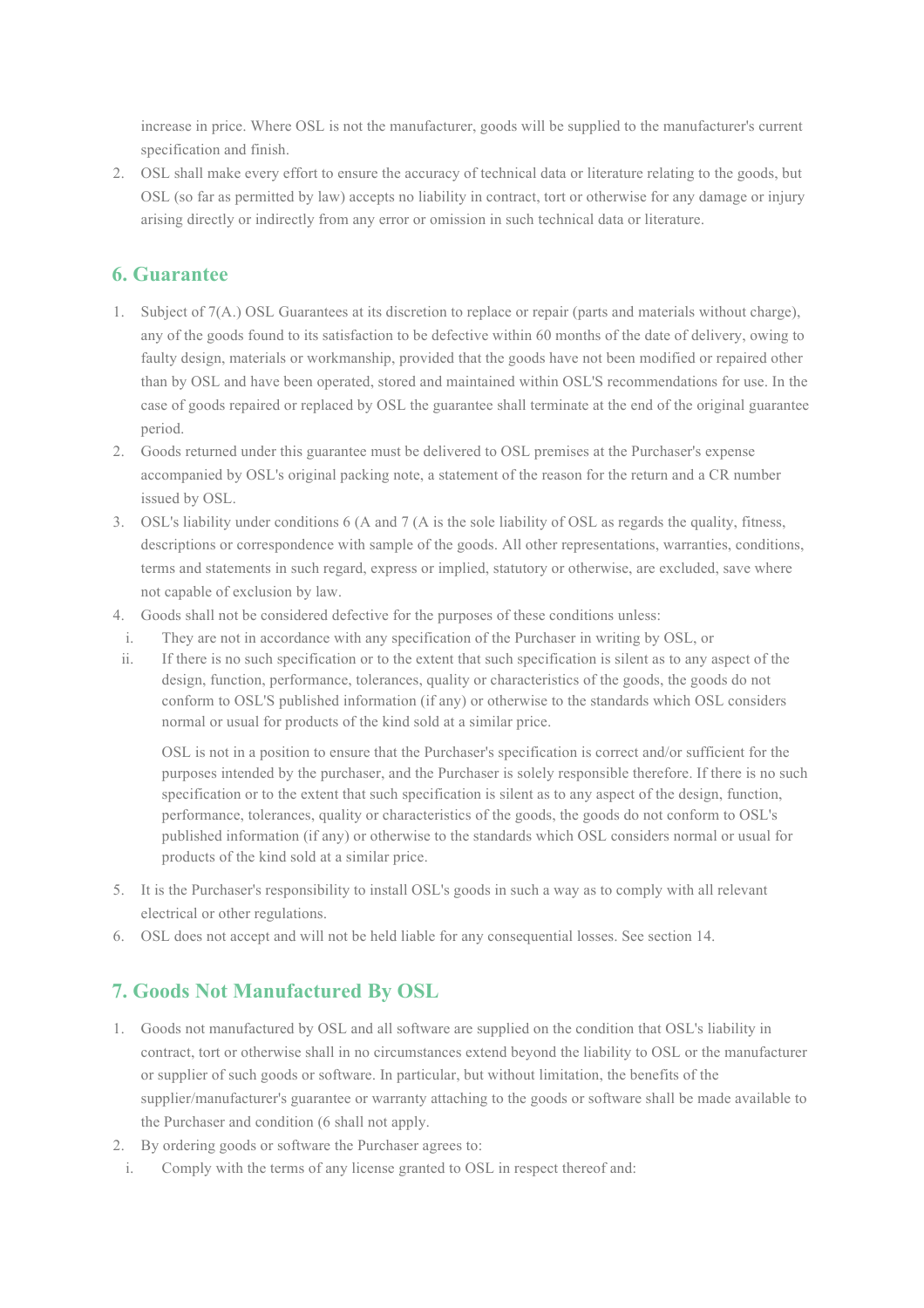increase in price. Where OSL is not the manufacturer, goods will be supplied to the manufacturer's current specification and finish.

2. OSL shall make every effort to ensure the accuracy of technical data or literature relating to the goods, but OSL (so far as permitted by law) accepts no liability in contract, tort or otherwise for any damage or injury arising directly or indirectly from any error or omission in such technical data or literature.

## 6. Guarantee

1. Subject of 7(A.) OSL Guarantees at its discretion to replace or repair (parts and materials without charge), any of the goods found to its satisfaction to be defective within 60 months of the date of delivery, owing to faulty design, materials or workmanship, provided that the goods have not been modified or repaired other than by OSL and have been operated, stored and maintained within OSL'S recommendations for use. In the case of goods repaired or replaced by OSL the guarantee shall terminate at the end of the original guarantee period.
2. Goods returned under this guarantee must be delivered to OSL premises at the Purchaser's expense accompanied by OSL's original packing note, a statement of the reason for the return and a CR number issued by OSL.
3. OSL's liability under conditions 6 (A and 7 (A is the sole liability of OSL as regards the quality, fitness, descriptions or correspondence with sample of the goods. All other representations, warranties, conditions, terms and statements in such regard, express or implied, statutory or otherwise, are excluded, save where not capable of exclusion by law.
4. Goods shall not be considered defective for the purposes of these conditions unless:
    i. They are not in accordance with any specification of the Purchaser in writing by OSL, or
    ii. If there is no such specification or to the extent that such specification is silent as to any aspect of the design, function, performance, tolerances, quality or characteristics of the goods, the goods do not conform to OSL'S published information (if any) or otherwise to the standards which OSL considers normal or usual for products of the kind sold at a similar price.

       OSL is not in a position to ensure that the Purchaser's specification is correct and/or sufficient for the purposes intended by the purchaser, and the Purchaser is solely responsible therefore. If there is no such specification or to the extent that such specification is silent as to any aspect of the design, function, performance, tolerances, quality or characteristics of the goods, the goods do not conform to OSL's published information (if any) or otherwise to the standards which OSL considers normal or usual for products of the kind sold at a similar price.
5. It is the Purchaser's responsibility to install OSL's goods in such a way as to comply with all relevant electrical or other regulations.
6. OSL does not accept and will not be held liable for any consequential losses. See section 14.

## 7. Goods Not Manufactured By OSL

1. Goods not manufactured by OSL and all software are supplied on the condition that OSL's liability in contract, tort or otherwise shall in no circumstances extend beyond the liability to OSL or the manufacturer or supplier of such goods or software. In particular, but without limitation, the benefits of the supplier/manufacturer's guarantee or warranty attaching to the goods or software shall be made available to the Purchaser and condition (6 shall not apply.
2. By ordering goods or software the Purchaser agrees to:
    i. Comply with the terms of any license granted to OSL in respect thereof and: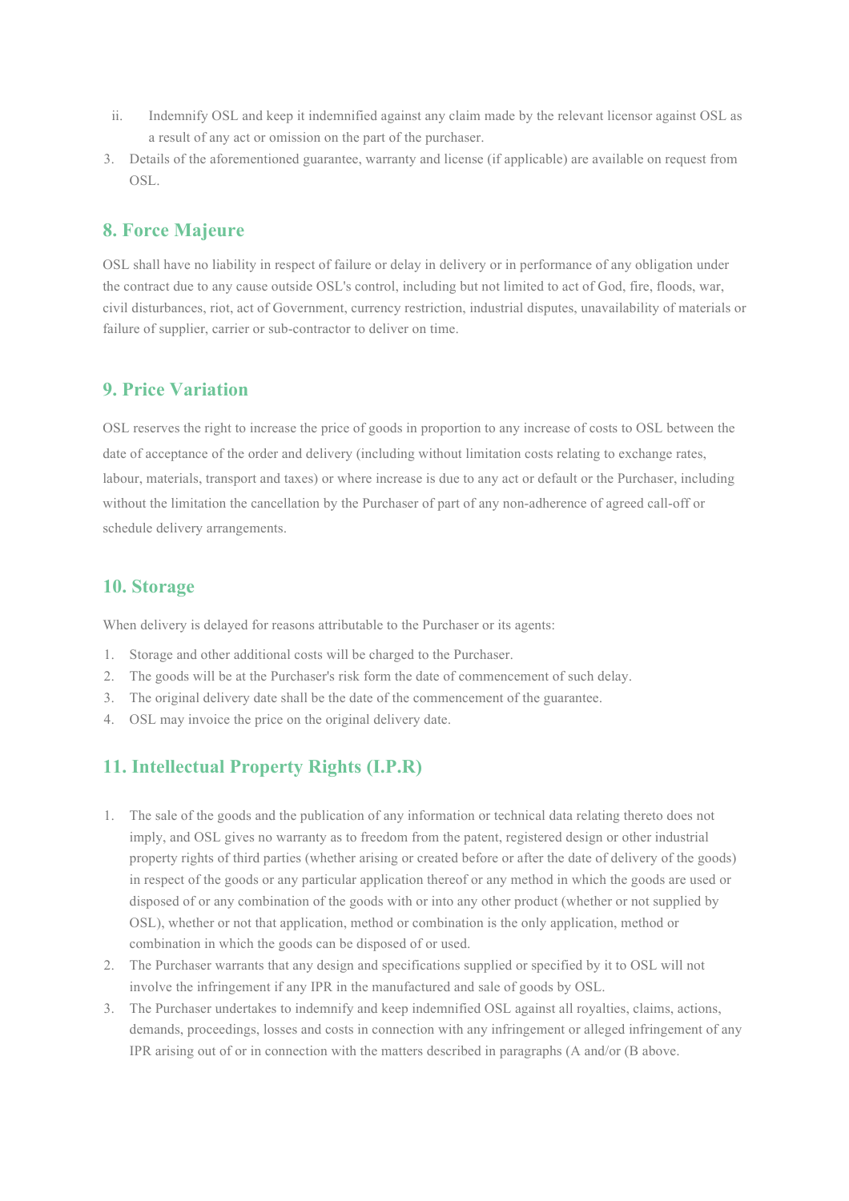ii. Indemnify OSL and keep it indemnified against any claim made by the relevant licensor against OSL as a result of any act or omission on the part of the purchaser.

3. Details of the aforementioned guarantee, warranty and license (if applicable) are available on request from OSL.

## 8. Force Majeure

OSL shall have no liability in respect of failure or delay in delivery or in performance of any obligation under the contract due to any cause outside OSL's control, including but not limited to act of God, fire, floods, war, civil disturbances, riot, act of Government, currency restriction, industrial disputes, unavailability of materials or failure of supplier, carrier or sub-contractor to deliver on time.

## 9. Price Variation

OSL reserves the right to increase the price of goods in proportion to any increase of costs to OSL between the date of acceptance of the order and delivery (including without limitation costs relating to exchange rates, labour, materials, transport and taxes) or where increase is due to any act or default or the Purchaser, including without the limitation the cancellation by the Purchaser of part of any non-adherence of agreed call-off or schedule delivery arrangements.

## 10. Storage

When delivery is delayed for reasons attributable to the Purchaser or its agents:

1. Storage and other additional costs will be charged to the Purchaser.
2. The goods will be at the Purchaser's risk form the date of commencement of such delay.
3. The original delivery date shall be the date of the commencement of the guarantee.
4. OSL may invoice the price on the original delivery date.

## 11. Intellectual Property Rights (I.P.R)

1. The sale of the goods and the publication of any information or technical data relating thereto does not imply, and OSL gives no warranty as to freedom from the patent, registered design or other industrial property rights of third parties (whether arising or created before or after the date of delivery of the goods) in respect of the goods or any particular application thereof or any method in which the goods are used or disposed of or any combination of the goods with or into any other product (whether or not supplied by OSL), whether or not that application, method or combination is the only application, method or combination in which the goods can be disposed of or used.
2. The Purchaser warrants that any design and specifications supplied or specified by it to OSL will not involve the infringement if any IPR in the manufactured and sale of goods by OSL.
3. The Purchaser undertakes to indemnify and keep indemnified OSL against all royalties, claims, actions, demands, proceedings, losses and costs in connection with any infringement or alleged infringement of any IPR arising out of or in connection with the matters described in paragraphs (A and/or (B above.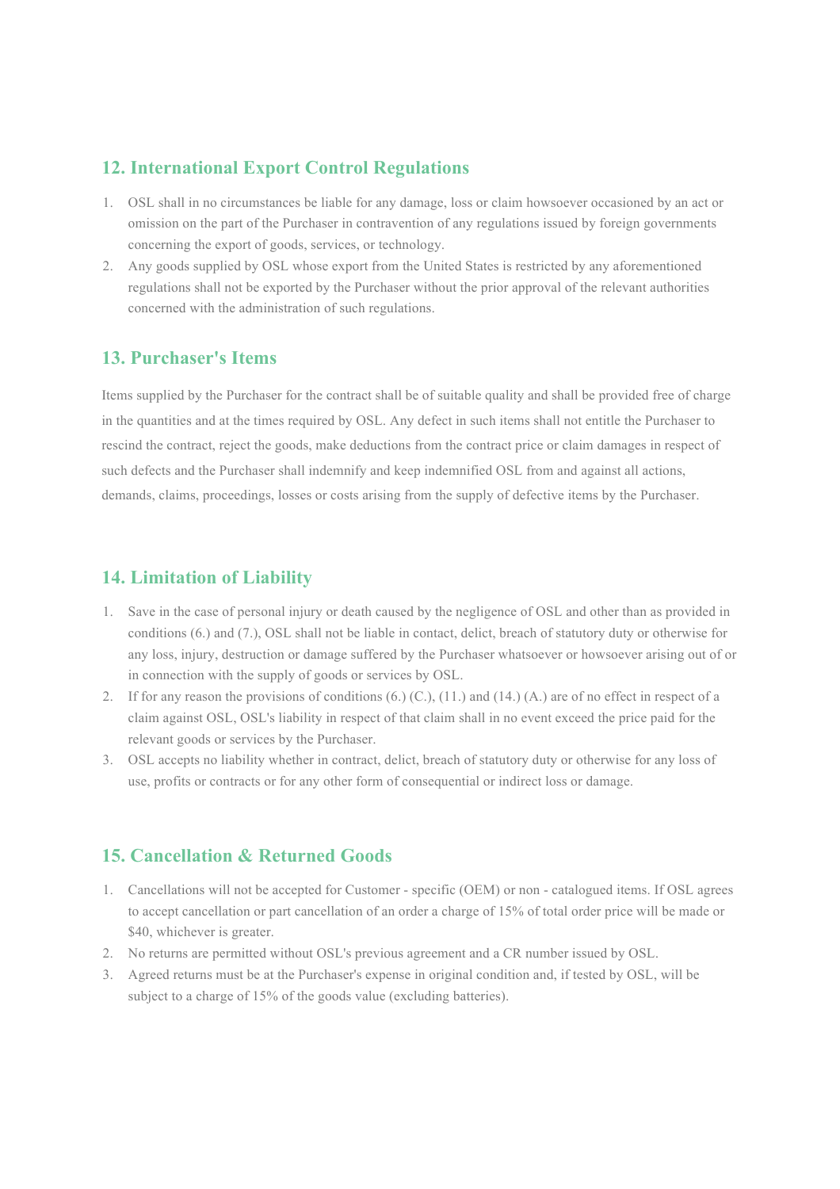## 12. International Export Control Regulations

1. OSL shall in no circumstances be liable for any damage, loss or claim howsoever occasioned by an act or omission on the part of the Purchaser in contravention of any regulations issued by foreign governments concerning the export of goods, services, or technology.
2. Any goods supplied by OSL whose export from the United States is restricted by any aforementioned regulations shall not be exported by the Purchaser without the prior approval of the relevant authorities concerned with the administration of such regulations.

## 13. Purchaser's Items

Items supplied by the Purchaser for the contract shall be of suitable quality and shall be provided free of charge in the quantities and at the times required by OSL. Any defect in such items shall not entitle the Purchaser to rescind the contract, reject the goods, make deductions from the contract price or claim damages in respect of such defects and the Purchaser shall indemnify and keep indemnified OSL from and against all actions, demands, claims, proceedings, losses or costs arising from the supply of defective items by the Purchaser.

## 14. Limitation of Liability

1. Save in the case of personal injury or death caused by the negligence of OSL and other than as provided in conditions (6.) and (7.), OSL shall not be liable in contact, delict, breach of statutory duty or otherwise for any loss, injury, destruction or damage suffered by the Purchaser whatsoever or howsoever arising out of or in connection with the supply of goods or services by OSL.
2. If for any reason the provisions of conditions (6.) (C.), (11.) and (14.) (A.) are of no effect in respect of a claim against OSL, OSL's liability in respect of that claim shall in no event exceed the price paid for the relevant goods or services by the Purchaser.
3. OSL accepts no liability whether in contract, delict, breach of statutory duty or otherwise for any loss of use, profits or contracts or for any other form of consequential or indirect loss or damage.

## 15. Cancellation & Returned Goods

1. Cancellations will not be accepted for Customer - specific (OEM) or non - catalogued items. If OSL agrees to accept cancellation or part cancellation of an order a charge of 15% of total order price will be made or $40, whichever is greater.
2. No returns are permitted without OSL's previous agreement and a CR number issued by OSL.
3. Agreed returns must be at the Purchaser's expense in original condition and, if tested by OSL, will be subject to a charge of 15% of the goods value (excluding batteries).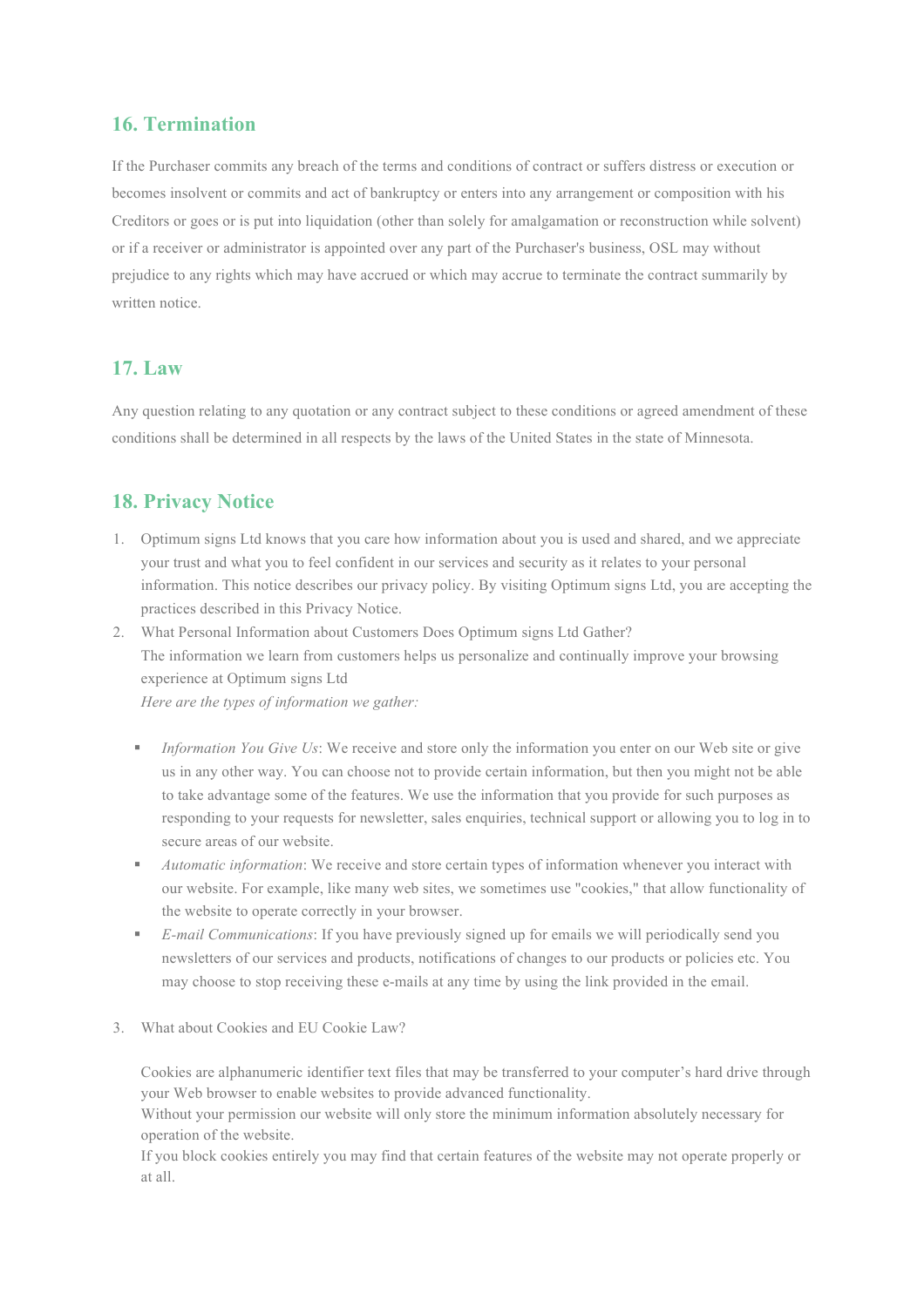## 16. Termination

If the Purchaser commits any breach of the terms and conditions of contract or suffers distress or execution or becomes insolvent or commits and act of bankruptcy or enters into any arrangement or composition with his Creditors or goes or is put into liquidation (other than solely for amalgamation or reconstruction while solvent) or if a receiver or administrator is appointed over any part of the Purchaser's business, OSL may without prejudice to any rights which may have accrued or which may accrue to terminate the contract summarily by written notice.

## 17. Law

Any question relating to any quotation or any contract subject to these conditions or agreed amendment of these conditions shall be determined in all respects by the laws of the United States in the state of Minnesota.

## 18. Privacy Notice

1. Optimum signs Ltd knows that you care how information about you is used and shared, and we appreciate your trust and what you to feel confident in our services and security as it relates to your personal information. This notice describes our privacy policy. By visiting Optimum signs Ltd, you are accepting the practices described in this Privacy Notice.
2. What Personal Information about Customers Does Optimum signs Ltd Gather?
   The information we learn from customers helps us personalize and continually improve your browsing experience at Optimum signs Ltd
   *Here are the types of information we gather:*

   - *Information You Give Us*: We receive and store only the information you enter on our Web site or give us in any other way. You can choose not to provide certain information, but then you might not be able to take advantage some of the features. We use the information that you provide for such purposes as responding to your requests for newsletter, sales enquiries, technical support or allowing you to log in to secure areas of our website.
   - *Automatic information*: We receive and store certain types of information whenever you interact with our website. For example, like many web sites, we sometimes use "cookies," that allow functionality of the website to operate correctly in your browser.
   - *E-mail Communications*: If you have previously signed up for emails we will periodically send you newsletters of our services and products, notifications of changes to our products or policies etc. You may choose to stop receiving these e-mails at any time by using the link provided in the email.

3. What about Cookies and EU Cookie Law?

   Cookies are alphanumeric identifier text files that may be transferred to your computer's hard drive through your Web browser to enable websites to provide advanced functionality.
   Without your permission our website will only store the minimum information absolutely necessary for operation of the website.
   If you block cookies entirely you may find that certain features of the website may not operate properly or at all.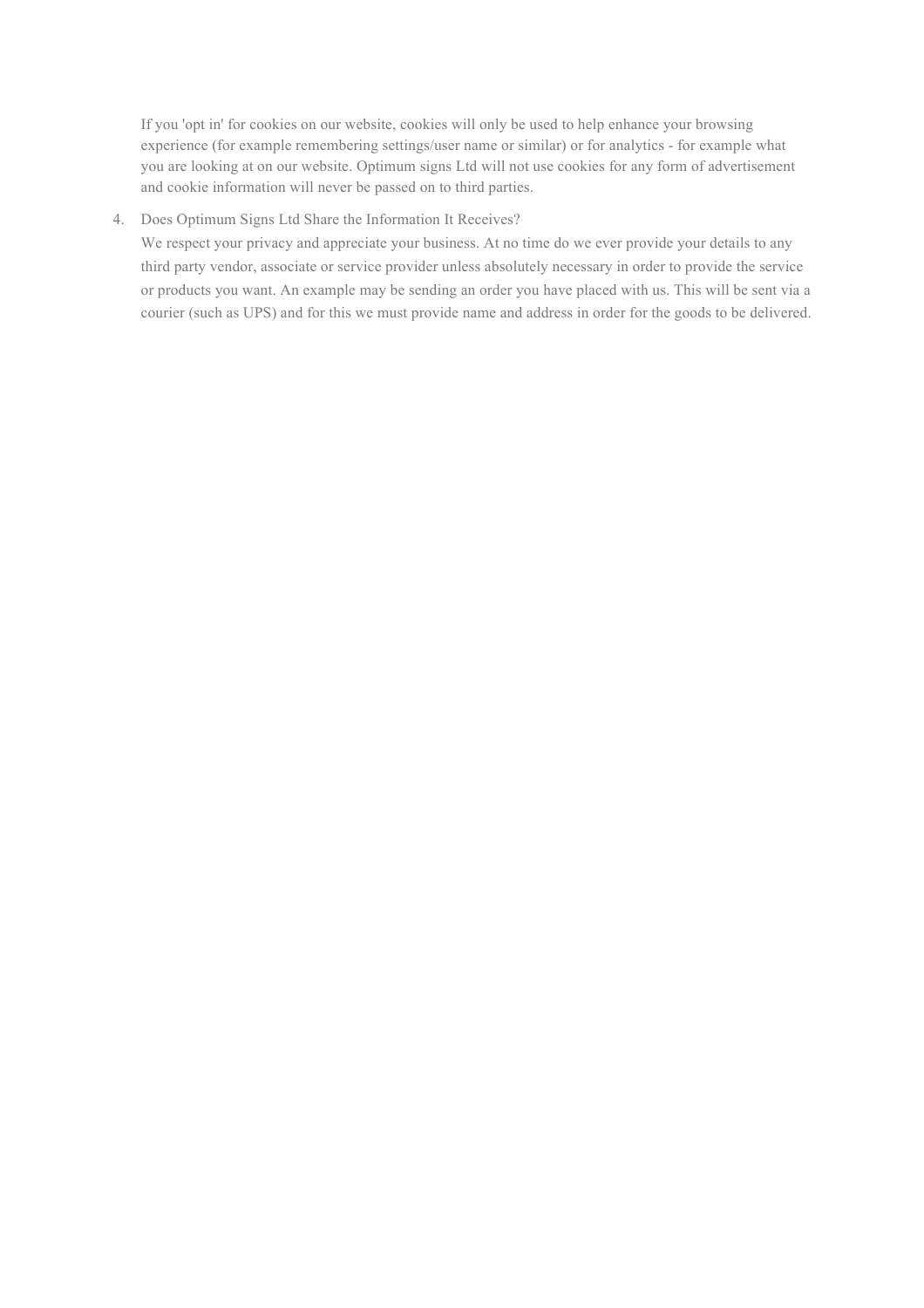If you 'opt in' for cookies on our website, cookies will only be used to help enhance your browsing experience (for example remembering settings/user name or similar) or for analytics - for example what you are looking at on our website. Optimum signs Ltd will not use cookies for any form of advertisement and cookie information will never be passed on to third parties.

4. Does Optimum Signs Ltd Share the Information It Receives?
   We respect your privacy and appreciate your business. At no time do we ever provide your details to any third party vendor, associate or service provider unless absolutely necessary in order to provide the service or products you want. An example may be sending an order you have placed with us. This will be sent via a courier (such as UPS) and for this we must provide name and address in order for the goods to be delivered.